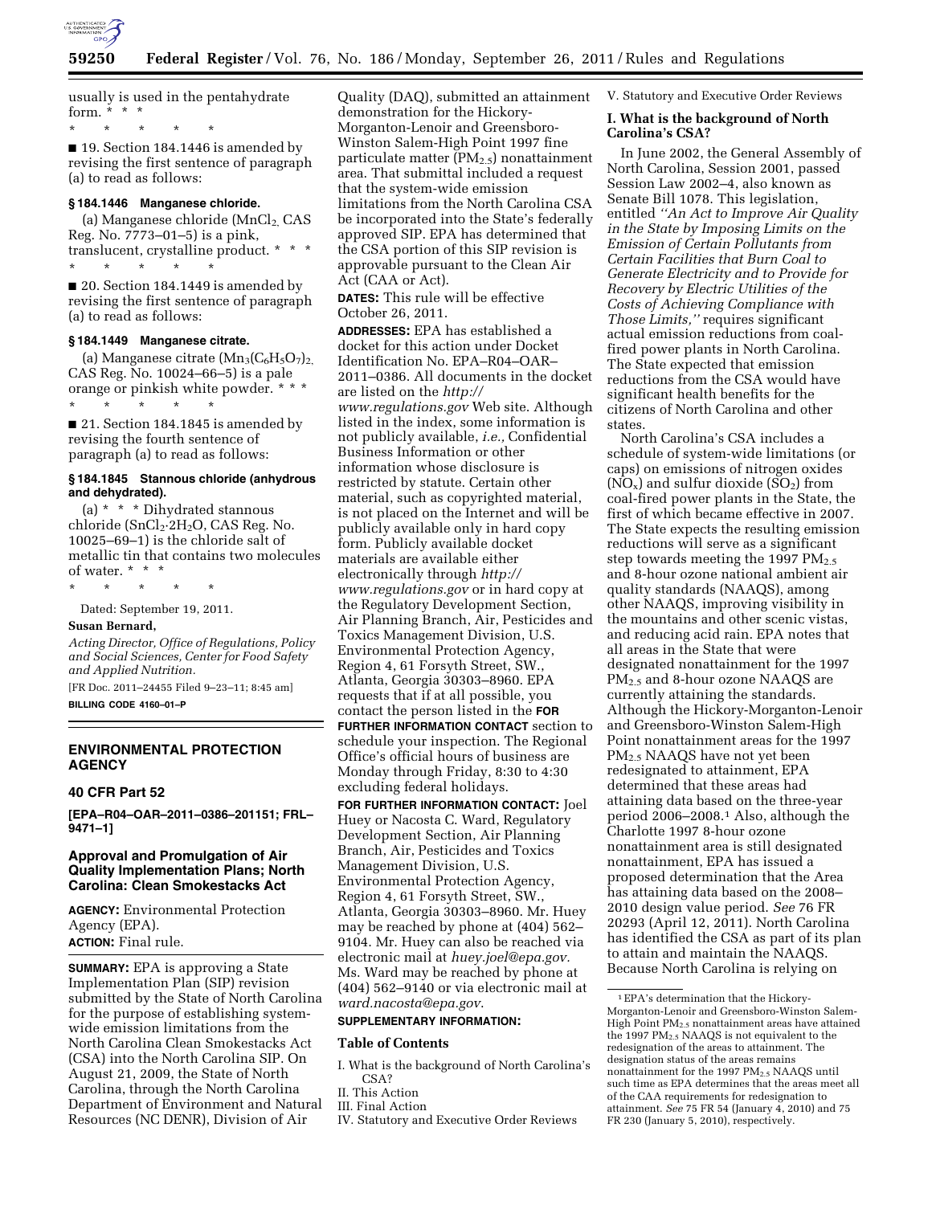usually is used in the pentahydrate form. * * *

\* \* \* \* \*

■ 19. Section 184.1446 is amended by revising the first sentence of paragraph (a) to read as follows:

**§ 184.1446 Manganese chloride.**

(a) Manganese chloride ($MnCl_2$, CAS Reg. No. 7773–01–5) is a pink, translucent, crystalline product. * * *

\* \* \* \* \*

■ 20. Section 184.1449 is amended by revising the first sentence of paragraph (a) to read as follows:

**§ 184.1449 Manganese citrate.**

(a) Manganese citrate ($Mn_3(C_6H_5O_7)_2$, CAS Reg. No. 10024–66–5) is a pale orange or pinkish white powder. * * *

\* \* \* \* \*

■ 21. Section 184.1845 is amended by revising the fourth sentence of paragraph (a) to read as follows:

**§ 184.1845 Stannous chloride (anhydrous and dehydrated).**

(a) * * * Dihydrated stannous chloride ($SnCl_2{\cdot}2H_2O$, CAS Reg. No. 10025–69–1) is the chloride salt of metallic tin that contains two molecules of water. * * *

\* \* \* \* \*

Dated: September 19, 2011.

**Susan Bernard,**

*Acting Director, Office of Regulations, Policy and Social Sciences, Center for Food Safety and Applied Nutrition.*

[FR Doc. 2011–24455 Filed 9–23–11; 8:45 am]

**BILLING CODE 4160–01–P**

## ENVIRONMENTAL PROTECTION AGENCY

### 40 CFR Part 52

**[EPA–R04–OAR–2011–0386–201151; FRL–9471–1]**

### Approval and Promulgation of Air Quality Implementation Plans; North Carolina: Clean Smokestacks Act

**AGENCY:** Environmental Protection Agency (EPA).

**ACTION:** Final rule.

**SUMMARY:** EPA is approving a State Implementation Plan (SIP) revision submitted by the State of North Carolina for the purpose of establishing system-wide emission limitations from the North Carolina Clean Smokestacks Act (CSA) into the North Carolina SIP. On August 21, 2009, the State of North Carolina, through the North Carolina Department of Environment and Natural Resources (NC DENR), Division of Air Quality (DAQ), submitted an attainment demonstration for the Hickory-Morganton-Lenoir and Greensboro-Winston Salem-High Point 1997 fine particulate matter ($PM_{2.5}$) nonattainment area. That submittal included a request that the system-wide emission limitations from the North Carolina CSA be incorporated into the State's federally approved SIP. EPA has determined that the CSA portion of this SIP revision is approvable pursuant to the Clean Air Act (CAA or Act).

**DATES:** This rule will be effective October 26, 2011.

**ADDRESSES:** EPA has established a docket for this action under Docket Identification No. EPA–R04–OAR–2011–0386. All documents in the docket are listed on the *http://www.regulations.gov* Web site. Although listed in the index, some information is not publicly available, *i.e.,* Confidential Business Information or other information whose disclosure is restricted by statute. Certain other material, such as copyrighted material, is not placed on the Internet and will be publicly available only in hard copy form. Publicly available docket materials are available either electronically through *http://www.regulations.gov* or in hard copy at the Regulatory Development Section, Air Planning Branch, Air, Pesticides and Toxics Management Division, U.S. Environmental Protection Agency, Region 4, 61 Forsyth Street, SW., Atlanta, Georgia 30303–8960. EPA requests that if at all possible, you contact the person listed in the **FOR FURTHER INFORMATION CONTACT** section to schedule your inspection. The Regional Office's official hours of business are Monday through Friday, 8:30 to 4:30 excluding federal holidays.

**FOR FURTHER INFORMATION CONTACT:** Joel Huey or Nacosta C. Ward, Regulatory Development Section, Air Planning Branch, Air, Pesticides and Toxics Management Division, U.S. Environmental Protection Agency, Region 4, 61 Forsyth Street, SW., Atlanta, Georgia 30303–8960. Mr. Huey may be reached by phone at (404) 562–9104. Mr. Huey can also be reached via electronic mail at *huey.joel@epa.gov.* Ms. Ward may be reached by phone at (404) 562–9140 or via electronic mail at *ward.nacosta@epa.gov.*

**SUPPLEMENTARY INFORMATION:**

**Table of Contents**

I. What is the background of North Carolina's CSA?
II. This Action
III. Final Action
IV. Statutory and Executive Order Reviews
V. Statutory and Executive Order Reviews

### I. What is the background of North Carolina's CSA?

In June 2002, the General Assembly of North Carolina, Session 2001, passed Session Law 2002–4, also known as Senate Bill 1078. This legislation, entitled *"An Act to Improve Air Quality in the State by Imposing Limits on the Emission of Certain Pollutants from Certain Facilities that Burn Coal to Generate Electricity and to Provide for Recovery by Electric Utilities of the Costs of Achieving Compliance with Those Limits,"* requires significant actual emission reductions from coal-fired power plants in North Carolina. The State expected that emission reductions from the CSA would have significant health benefits for the citizens of North Carolina and other states.

North Carolina's CSA includes a schedule of system-wide limitations (or caps) on emissions of nitrogen oxides ($NO_x$) and sulfur dioxide ($SO_2$) from coal-fired power plants in the State, the first of which became effective in 2007. The State expects the resulting emission reductions will serve as a significant step towards meeting the 1997 $PM_{2.5}$ and 8-hour ozone national ambient air quality standards (NAAQS), among other NAAQS, improving visibility in the mountains and other scenic vistas, and reducing acid rain. EPA notes that all areas in the State that were designated nonattainment for the 1997 $PM_{2.5}$ and 8-hour ozone NAAQS are currently attaining the standards. Although the Hickory-Morganton-Lenoir and Greensboro-Winston Salem-High Point nonattainment areas for the 1997 $PM_{2.5}$ NAAQS have not yet been redesignated to attainment, EPA determined that these areas had attaining data based on the three-year period 2006–2008.[1] Also, although the Charlotte 1997 8-hour ozone nonattainment area is still designated nonattainment, EPA has issued a proposed determination that the Area has attaining data based on the 2008–2010 design value period. *See* 76 FR 20293 (April 12, 2011). North Carolina has identified the CSA as part of its plan to attain and maintain the NAAQS. Because North Carolina is relying on

[1] EPA's determination that the Hickory-Morganton-Lenoir and Greensboro-Winston Salem-High Point $PM_{2.5}$ nonattainment areas have attained the 1997 $PM_{2.5}$ NAAQS is not equivalent to the redesignation of the areas to attainment. The designation status of the areas remains nonattainment for the 1997 $PM_{2.5}$ NAAQS until such time as EPA determines that the areas meet all of the CAA requirements for redesignation to attainment. *See* 75 FR 54 (January 4, 2010) and 75 FR 230 (January 5, 2010), respectively.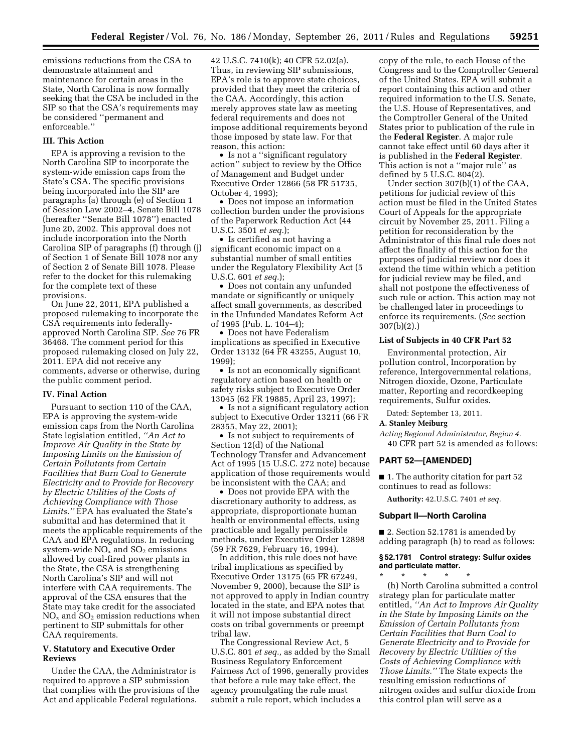emissions reductions from the CSA to demonstrate attainment and maintenance for certain areas in the State, North Carolina is now formally seeking that the CSA be included in the SIP so that the CSA's requirements may be considered ''permanent and enforceable.''

### III. This Action

EPA is approving a revision to the North Carolina SIP to incorporate the system-wide emission caps from the State's CSA. The specific provisions being incorporated into the SIP are paragraphs (a) through (e) of Section 1 of Session Law 2002–4, Senate Bill 1078 (hereafter ''Senate Bill 1078'') enacted June 20, 2002. This approval does not include incorporation into the North Carolina SIP of paragraphs (f) through (j) of Section 1 of Senate Bill 1078 nor any of Section 2 of Senate Bill 1078. Please refer to the docket for this rulemaking for the complete text of these provisions.

On June 22, 2011, EPA published a proposed rulemaking to incorporate the CSA requirements into federally-approved North Carolina SIP. *See* 76 FR 36468. The comment period for this proposed rulemaking closed on July 22, 2011. EPA did not receive any comments, adverse or otherwise, during the public comment period.

### IV. Final Action

Pursuant to section 110 of the CAA, EPA is approving the system-wide emission caps from the North Carolina State legislation entitled, *''An Act to Improve Air Quality in the State by Imposing Limits on the Emission of Certain Pollutants from Certain Facilities that Burn Coal to Generate Electricity and to Provide for Recovery by Electric Utilities of the Costs of Achieving Compliance with Those Limits.''* EPA has evaluated the State's submittal and has determined that it meets the applicable requirements of the CAA and EPA regulations. In reducing system-wide $NO_x$ and $SO_2$ emissions allowed by coal-fired power plants in the State, the CSA is strengthening North Carolina's SIP and will not interfere with CAA requirements. The approval of the CSA ensures that the State may take credit for the associated $NO_x$ and $SO_2$ emission reductions when pertinent to SIP submittals for other CAA requirements.

### V. Statutory and Executive Order Reviews

Under the CAA, the Administrator is required to approve a SIP submission that complies with the provisions of the Act and applicable Federal regulations. 42 U.S.C. 7410(k); 40 CFR 52.02(a). Thus, in reviewing SIP submissions, EPA's role is to approve state choices, provided that they meet the criteria of the CAA. Accordingly, this action merely approves state law as meeting federal requirements and does not impose additional requirements beyond those imposed by state law. For that reason, this action:

- Is not a ''significant regulatory action'' subject to review by the Office of Management and Budget under Executive Order 12866 (58 FR 51735, October 4, 1993);
- Does not impose an information collection burden under the provisions of the Paperwork Reduction Act (44 U.S.C. 3501 *et seq.*);
- Is certified as not having a significant economic impact on a substantial number of small entities under the Regulatory Flexibility Act (5 U.S.C. 601 *et seq.*);
- Does not contain any unfunded mandate or significantly or uniquely affect small governments, as described in the Unfunded Mandates Reform Act of 1995 (Pub. L. 104–4);
- Does not have Federalism implications as specified in Executive Order 13132 (64 FR 43255, August 10, 1999);
- Is not an economically significant regulatory action based on health or safety risks subject to Executive Order 13045 (62 FR 19885, April 23, 1997);
- Is not a significant regulatory action subject to Executive Order 13211 (66 FR 28355, May 22, 2001);
- Is not subject to requirements of Section 12(d) of the National Technology Transfer and Advancement Act of 1995 (15 U.S.C. 272 note) because application of those requirements would be inconsistent with the CAA; and
- Does not provide EPA with the discretionary authority to address, as appropriate, disproportionate human health or environmental effects, using practicable and legally permissible methods, under Executive Order 12898 (59 FR 7629, February 16, 1994).

In addition, this rule does not have tribal implications as specified by Executive Order 13175 (65 FR 67249, November 9, 2000), because the SIP is not approved to apply in Indian country located in the state, and EPA notes that it will not impose substantial direct costs on tribal governments or preempt tribal law.

The Congressional Review Act, 5 U.S.C. 801 *et seq.,* as added by the Small Business Regulatory Enforcement Fairness Act of 1996, generally provides that before a rule may take effect, the agency promulgating the rule must submit a rule report, which includes a copy of the rule, to each House of the Congress and to the Comptroller General of the United States. EPA will submit a report containing this action and other required information to the U.S. Senate, the U.S. House of Representatives, and the Comptroller General of the United States prior to publication of the rule in the **Federal Register**. A major rule cannot take effect until 60 days after it is published in the **Federal Register**. This action is not a ''major rule'' as defined by 5 U.S.C. 804(2).

Under section 307(b)(1) of the CAA, petitions for judicial review of this action must be filed in the United States Court of Appeals for the appropriate circuit by November 25, 2011. Filing a petition for reconsideration by the Administrator of this final rule does not affect the finality of this action for the purposes of judicial review nor does it extend the time within which a petition for judicial review may be filed, and shall not postpone the effectiveness of such rule or action. This action may not be challenged later in proceedings to enforce its requirements. (*See* section 307(b)(2).)

### List of Subjects in 40 CFR Part 52

Environmental protection, Air pollution control, Incorporation by reference, Intergovernmental relations, Nitrogen dioxide, Ozone, Particulate matter, Reporting and recordkeeping requirements, Sulfur oxides.

Dated: September 13, 2011.

**A. Stanley Meiburg**

*Acting Regional Administrator, Region 4.*

40 CFR part 52 is amended as follows:

## PART 52—[AMENDED]

■ 1. The authority citation for part 52 continues to read as follows:

**Authority:** 42.U.S.C. 7401 *et seq.*

### Subpart II—North Carolina

■ 2. Section 52.1781 is amended by adding paragraph (h) to read as follows:

#### § 52.1781 Control strategy: Sulfur oxides and particulate matter.

\* \* \* \* \*

(h) North Carolina submitted a control strategy plan for particulate matter entitled, *''An Act to Improve Air Quality in the State by Imposing Limits on the Emission of Certain Pollutants from Certain Facilities that Burn Coal to Generate Electricity and to Provide for Recovery by Electric Utilities of the Costs of Achieving Compliance with Those Limits.''* The State expects the resulting emission reductions of nitrogen oxides and sulfur dioxide from this control plan will serve as a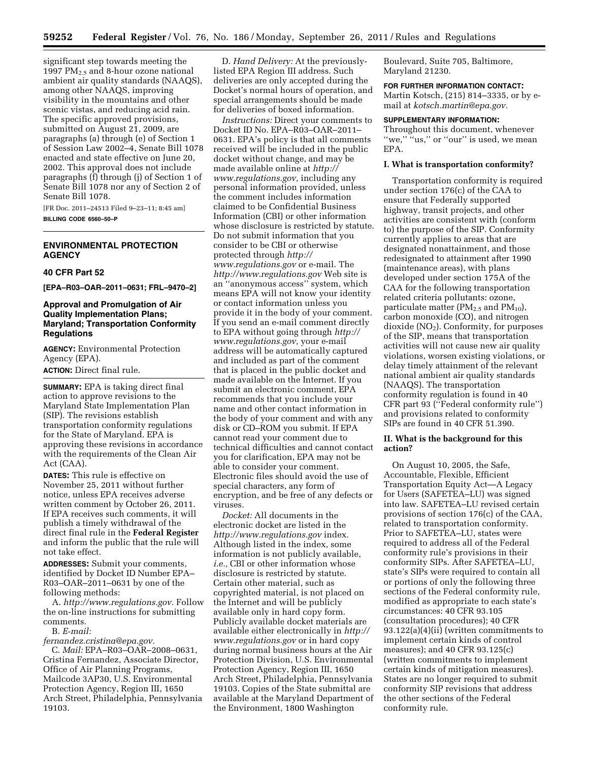significant step towards meeting the 1997 $PM_{2.5}$ and 8-hour ozone national ambient air quality standards (NAAQS), among other NAAQS, improving visibility in the mountains and other scenic vistas, and reducing acid rain. The specific approved provisions, submitted on August 21, 2009, are paragraphs (a) through (e) of Section 1 of Session Law 2002–4, Senate Bill 1078 enacted and state effective on June 20, 2002. This approval does not include paragraphs (f) through (j) of Section 1 of Senate Bill 1078 nor any of Section 2 of Senate Bill 1078.

[FR Doc. 2011–24513 Filed 9–23–11; 8:45 am]

**BILLING CODE 6560–50–P**

---

## ENVIRONMENTAL PROTECTION AGENCY

### 40 CFR Part 52

**[EPA–R03–OAR–2011–0631; FRL–9470–2]**

### Approval and Promulgation of Air Quality Implementation Plans; Maryland; Transportation Conformity Regulations

**AGENCY:** Environmental Protection Agency (EPA).

**ACTION:** Direct final rule.

**SUMMARY:** EPA is taking direct final action to approve revisions to the Maryland State Implementation Plan (SIP). The revisions establish transportation conformity regulations for the State of Maryland. EPA is approving these revisions in accordance with the requirements of the Clean Air Act (CAA).

**DATES:** This rule is effective on November 25, 2011 without further notice, unless EPA receives adverse written comment by October 26, 2011. If EPA receives such comments, it will publish a timely withdrawal of the direct final rule in the **Federal Register** and inform the public that the rule will not take effect.

**ADDRESSES:** Submit your comments, identified by Docket ID Number EPA–R03–OAR–2011–0631 by one of the following methods:

A. *http://www.regulations.gov.* Follow the on-line instructions for submitting comments.

B. *E-mail: fernandez.cristina@epa.gov.*

C. *Mail:* EPA–R03–OAR–2008–0631, Cristina Fernandez, Associate Director, Office of Air Planning Programs, Mailcode 3AP30, U.S. Environmental Protection Agency, Region III, 1650 Arch Street, Philadelphia, Pennsylvania 19103.

D. *Hand Delivery:* At the previously-listed EPA Region III address. Such deliveries are only accepted during the Docket's normal hours of operation, and special arrangements should be made for deliveries of boxed information.

*Instructions:* Direct your comments to Docket ID No. EPA–R03–OAR–2011–0631. EPA's policy is that all comments received will be included in the public docket without change, and may be made available online at *http://www.regulations.gov,* including any personal information provided, unless the comment includes information claimed to be Confidential Business Information (CBI) or other information whose disclosure is restricted by statute. Do not submit information that you consider to be CBI or otherwise protected through *http://www.regulations.gov* or e-mail. The *http://www.regulations.gov* Web site is an ''anonymous access'' system, which means EPA will not know your identity or contact information unless you provide it in the body of your comment. If you send an e-mail comment directly to EPA without going through *http://www.regulations.gov,* your e-mail address will be automatically captured and included as part of the comment that is placed in the public docket and made available on the Internet. If you submit an electronic comment, EPA recommends that you include your name and other contact information in the body of your comment and with any disk or CD–ROM you submit. If EPA cannot read your comment due to technical difficulties and cannot contact you for clarification, EPA may not be able to consider your comment. Electronic files should avoid the use of special characters, any form of encryption, and be free of any defects or viruses.

*Docket:* All documents in the electronic docket are listed in the *http://www.regulations.gov* index. Although listed in the index, some information is not publicly available, *i.e.,* CBI or other information whose disclosure is restricted by statute. Certain other material, such as copyrighted material, is not placed on the Internet and will be publicly available only in hard copy form. Publicly available docket materials are available either electronically in *http://www.regulations.gov* or in hard copy during normal business hours at the Air Protection Division, U.S. Environmental Protection Agency, Region III, 1650 Arch Street, Philadelphia, Pennsylvania 19103. Copies of the State submittal are available at the Maryland Department of the Environment, 1800 Washington Boulevard, Suite 705, Baltimore, Maryland 21230.

**FOR FURTHER INFORMATION CONTACT:** Martin Kotsch, (215) 814–3335, or by e-mail at *kotsch.martin@epa.gov.*

**SUPPLEMENTARY INFORMATION:** Throughout this document, whenever ''we,'' ''us,'' or ''our'' is used, we mean EPA.

#### I. What is transportation conformity?

Transportation conformity is required under section 176(c) of the CAA to ensure that Federally supported highway, transit projects, and other activities are consistent with (conform to) the purpose of the SIP. Conformity currently applies to areas that are designated nonattainment, and those redesignated to attainment after 1990 (maintenance areas), with plans developed under section 175A of the CAA for the following transportation related criteria pollutants: ozone, particulate matter ($PM_{2.5}$ and $PM_{10}$), carbon monoxide (CO), and nitrogen dioxide ($NO_2$). Conformity, for purposes of the SIP, means that transportation activities will not cause new air quality violations, worsen existing violations, or delay timely attainment of the relevant national ambient air quality standards (NAAQS). The transportation conformity regulation is found in 40 CFR part 93 (''Federal conformity rule'') and provisions related to conformity SIPs are found in 40 CFR 51.390.

#### II. What is the background for this action?

On August 10, 2005, the Safe, Accountable, Flexible, Efficient Transportation Equity Act—A Legacy for Users (SAFETEA–LU) was signed into law. SAFETEA–LU revised certain provisions of section 176(c) of the CAA, related to transportation conformity. Prior to SAFETEA–LU, states were required to address all of the Federal conformity rule's provisions in their conformity SIPs. After SAFETEA–LU, state's SIPs were required to contain all or portions of only the following three sections of the Federal conformity rule, modified as appropriate to each state's circumstances: 40 CFR 93.105 (consultation procedures); 40 CFR 93.122(a)(4)(ii) (written commitments to implement certain kinds of control measures); and 40 CFR 93.125(c) (written commitments to implement certain kinds of mitigation measures). States are no longer required to submit conformity SIP revisions that address the other sections of the Federal conformity rule.